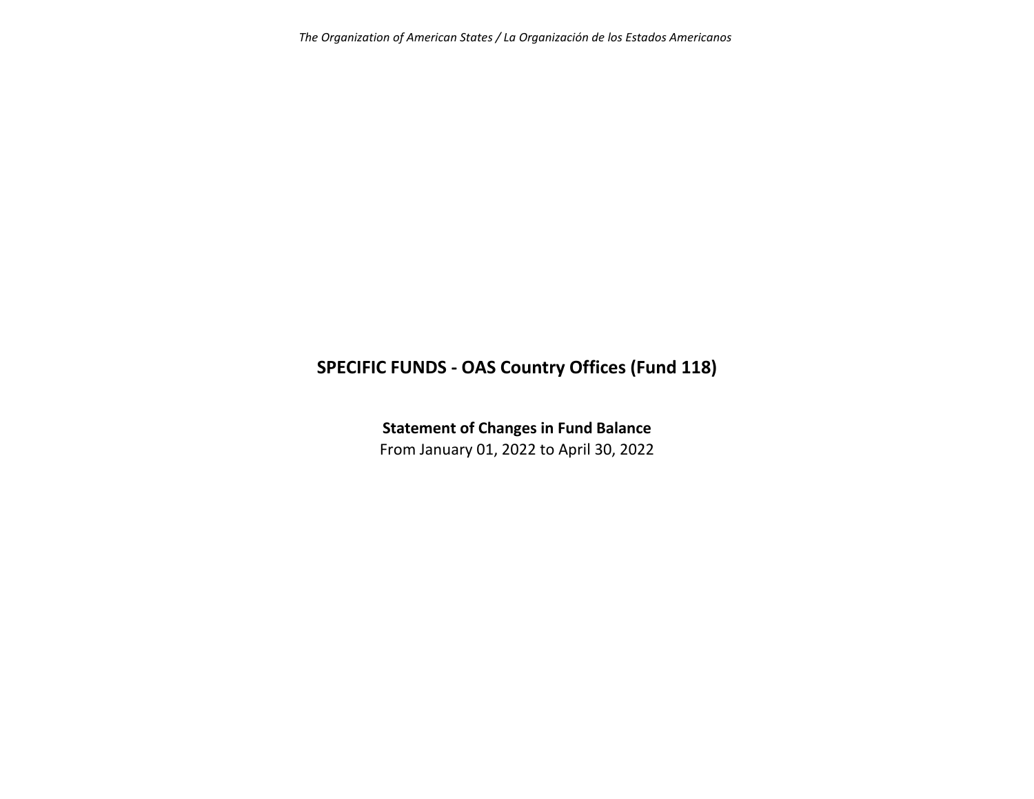# SPECIFIC FUNDS - OAS Country Offices (Fund 118)

**Statement of Changes in Fund Balance**

From January 01, 2022 to April 30, 2022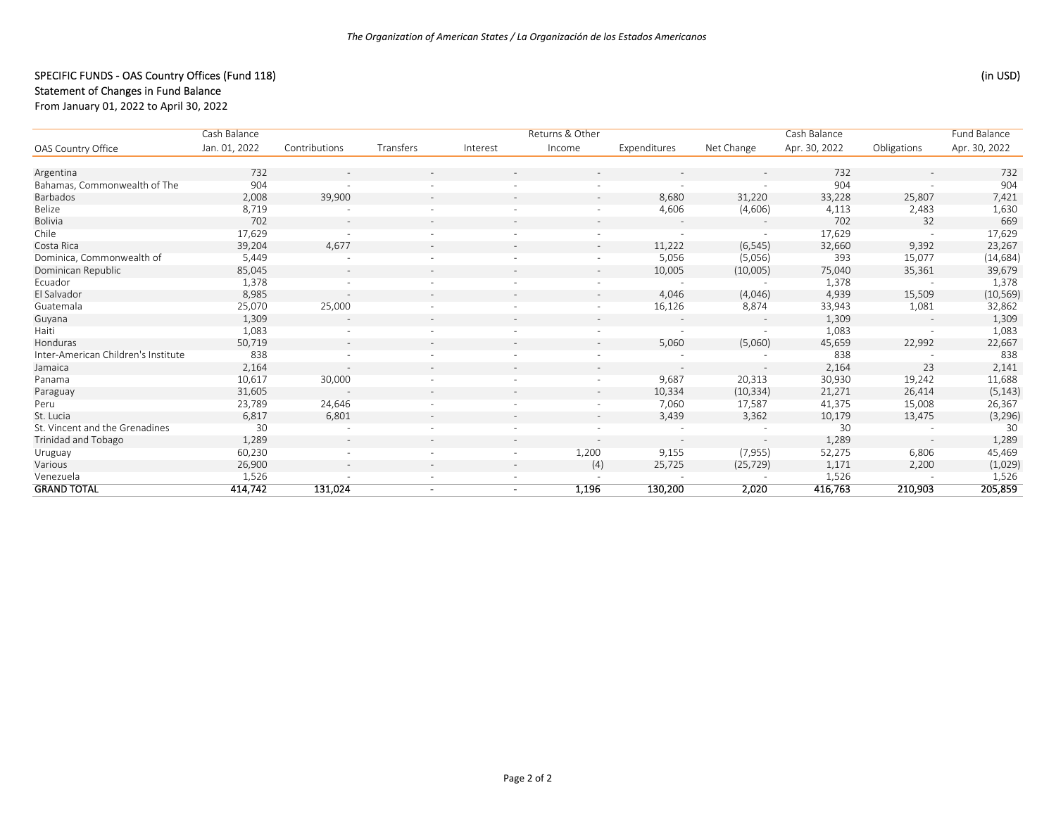The Organization of American States / La Organización de los Estados Americanos

## SPECIFIC FUNDS - OAS Country Offices (Fund 118)

(in USD)

### Statement of Changes in Fund Balance

From January 01, 2022 to April 30, 2022

| OAS Country Office | Cash Balance Jan. 01, 2022 | Contributions | Transfers | Interest | Returns & Other Income | Expenditures | Net Change | Cash Balance Apr. 30, 2022 | Obligations | Fund Balance Apr. 30, 2022 |
|---|---|---|---|---|---|---|---|---|---|---|
| Argentina | 732 | - | - | - | - | - | - | 732 | - | 732 |
| Bahamas, Commonwealth of The | 904 | - | - | - | - | - | - | 904 | - | 904 |
| Barbados | 2,008 | 39,900 | - | - | - | 8,680 | 31,220 | 33,228 | 25,807 | 7,421 |
| Belize | 8,719 | - | - | - | - | 4,606 | (4,606) | 4,113 | 2,483 | 1,630 |
| Bolivia | 702 | - | - | - | - | - | - | 702 | 32 | 669 |
| Chile | 17,629 | - | - | - | - | - | - | 17,629 | - | 17,629 |
| Costa Rica | 39,204 | 4,677 | - | - | - | 11,222 | (6,545) | 32,660 | 9,392 | 23,267 |
| Dominica, Commonwealth of | 5,449 | - | - | - | - | 5,056 | (5,056) | 393 | 15,077 | (14,684) |
| Dominican Republic | 85,045 | - | - | - | - | 10,005 | (10,005) | 75,040 | 35,361 | 39,679 |
| Ecuador | 1,378 | - | - | - | - | - | - | 1,378 | - | 1,378 |
| El Salvador | 8,985 | - | - | - | - | 4,046 | (4,046) | 4,939 | 15,509 | (10,569) |
| Guatemala | 25,070 | 25,000 | - | - | - | 16,126 | 8,874 | 33,943 | 1,081 | 32,862 |
| Guyana | 1,309 | - | - | - | - | - | - | 1,309 | - | 1,309 |
| Haiti | 1,083 | - | - | - | - | - | - | 1,083 | - | 1,083 |
| Honduras | 50,719 | - | - | - | - | 5,060 | (5,060) | 45,659 | 22,992 | 22,667 |
| Inter-American Children's Institute | 838 | - | - | - | - | - | - | 838 | - | 838 |
| Jamaica | 2,164 | - | - | - | - | - | - | 2,164 | 23 | 2,141 |
| Panama | 10,617 | 30,000 | - | - | - | 9,687 | 20,313 | 30,930 | 19,242 | 11,688 |
| Paraguay | 31,605 | - | - | - | - | 10,334 | (10,334) | 21,271 | 26,414 | (5,143) |
| Peru | 23,789 | 24,646 | - | - | - | 7,060 | 17,587 | 41,375 | 15,008 | 26,367 |
| St. Lucia | 6,817 | 6,801 | - | - | - | 3,439 | 3,362 | 10,179 | 13,475 | (3,296) |
| St. Vincent and the Grenadines | 30 | - | - | - | - | - | - | 30 | - | 30 |
| Trinidad and Tobago | 1,289 | - | - | - | - | - | - | 1,289 | - | 1,289 |
| Uruguay | 60,230 | - | - | - | 1,200 | 9,155 | (7,955) | 52,275 | 6,806 | 45,469 |
| Various | 26,900 | - | - | - | (4) | 25,725 | (25,729) | 1,171 | 2,200 | (1,029) |
| Venezuela | 1,526 | - | - | - | - | - | - | 1,526 | - | 1,526 |
| **GRAND TOTAL** | **414,742** | **131,024** | **-** | **-** | **1,196** | **130,200** | **2,020** | **416,763** | **210,903** | **205,859** |